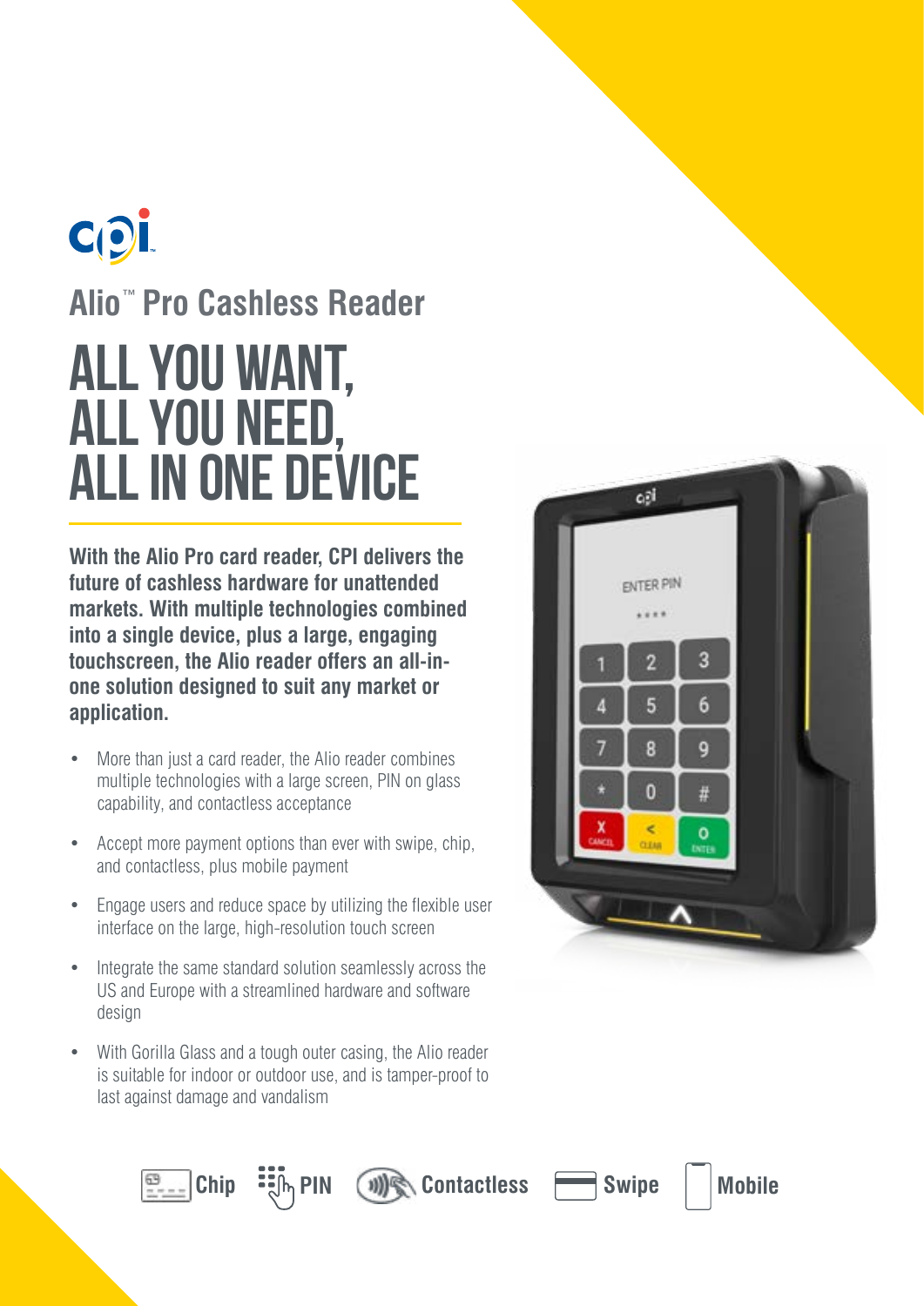# Alio™ Pro Cashless Reader

## ALL YOU WANT, ALL YOU NEED, ALL IN ONE DEVICE

**With the Alio Pro card reader, CPI delivers the future of cashless hardware for unattended markets. With multiple technologies combined into a single device, plus a large, engaging touchscreen, the Alio reader offers an all-in-one solution designed to suit any market or application.**

- More than just a card reader, the Alio reader combines multiple technologies with a large screen, PIN on glass capability, and contactless acceptance
- Accept more payment options than ever with swipe, chip, and contactless, plus mobile payment
- Engage users and reduce space by utilizing the flexible user interface on the large, high-resolution touch screen
- Integrate the same standard solution seamlessly across the US and Europe with a streamlined hardware and software design
- With Gorilla Glass and a tough outer casing, the Alio reader is suitable for indoor or outdoor use, and is tamper-proof to last against damage and vandalism

**Chip** **PIN** **Contactless** **Swipe** **Mobile**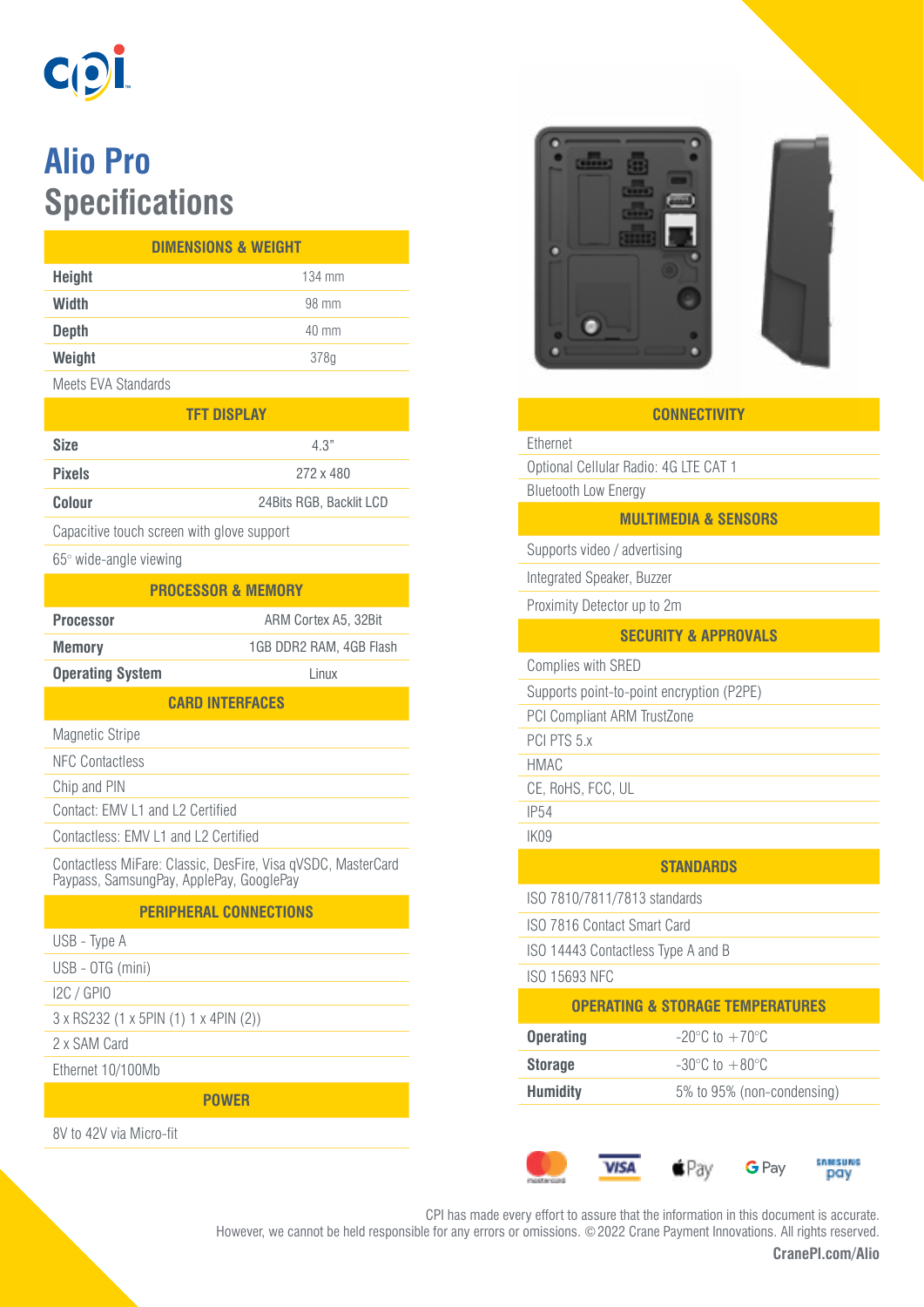# Alio Pro Specifications

| DIMENSIONS & WEIGHT | |
|---|---|
| **Height** | 134 mm |
| **Width** | 98 mm |
| **Depth** | 40 mm |
| **Weight** | 378g |
| Meets EVA Standards | |

| TFT DISPLAY | |
|---|---|
| **Size** | 4.3” |
| **Pixels** | 272 x 480 |
| **Colour** | 24Bits RGB, Backlit LCD |
| Capacitive touch screen with glove support | |
| 65° wide-angle viewing | |

| PROCESSOR & MEMORY | |
|---|---|
| **Processor** | ARM Cortex A5, 32Bit |
| **Memory** | 1GB DDR2 RAM, 4GB Flash |
| **Operating System** | Linux |

| CARD INTERFACES |
|---|
| Magnetic Stripe |
| NFC Contactless |
| Chip and PIN |
| Contact: EMV L1 and L2 Certified |
| Contactless: EMV L1 and L2 Certified |
| Contactless MiFare: Classic, DesFire, Visa qVSDC, MasterCard Paypass, SamsungPay, ApplePay, GooglePay |

| PERIPHERAL CONNECTIONS |
|---|
| USB - Type A |
| USB - OTG (mini) |
| I2C / GPIO |
| 3 x RS232 (1 x 5PIN (1) 1 x 4PIN (2)) |
| 2 x SAM Card |
| Ethernet 10/100Mb |

| POWER |
|---|
| 8V to 42V via Micro-fit |

| CONNECTIVITY |
|---|
| Ethernet |
| Optional Cellular Radio: 4G LTE CAT 1 |
| Bluetooth Low Energy |

| MULTIMEDIA & SENSORS |
|---|
| Supports video / advertising |
| Integrated Speaker, Buzzer |
| Proximity Detector up to 2m |

| SECURITY & APPROVALS |
|---|
| Complies with SRED |
| Supports point-to-point encryption (P2PE) |
| PCI Compliant ARM TrustZone |
| PCI PTS 5.x |
| HMAC |
| CE, RoHS, FCC, UL |
| IP54 |
| IK09 |

| STANDARDS |
|---|
| ISO 7810/7811/7813 standards |
| ISO 7816 Contact Smart Card |
| ISO 14443 Contactless Type A and B |
| ISO 15693 NFC |

| OPERATING & STORAGE TEMPERATURES | |
|---|---|
| **Operating** | -20°C to +70°C |
| **Storage** | -30°C to +80°C |
| **Humidity** | 5% to 95% (non-condensing) |

CPI has made every effort to assure that the information in this document is accurate.
However, we cannot be held responsible for any errors or omissions. ©2022 Crane Payment Innovations. All rights reserved.

**CranePI.com/Alio**